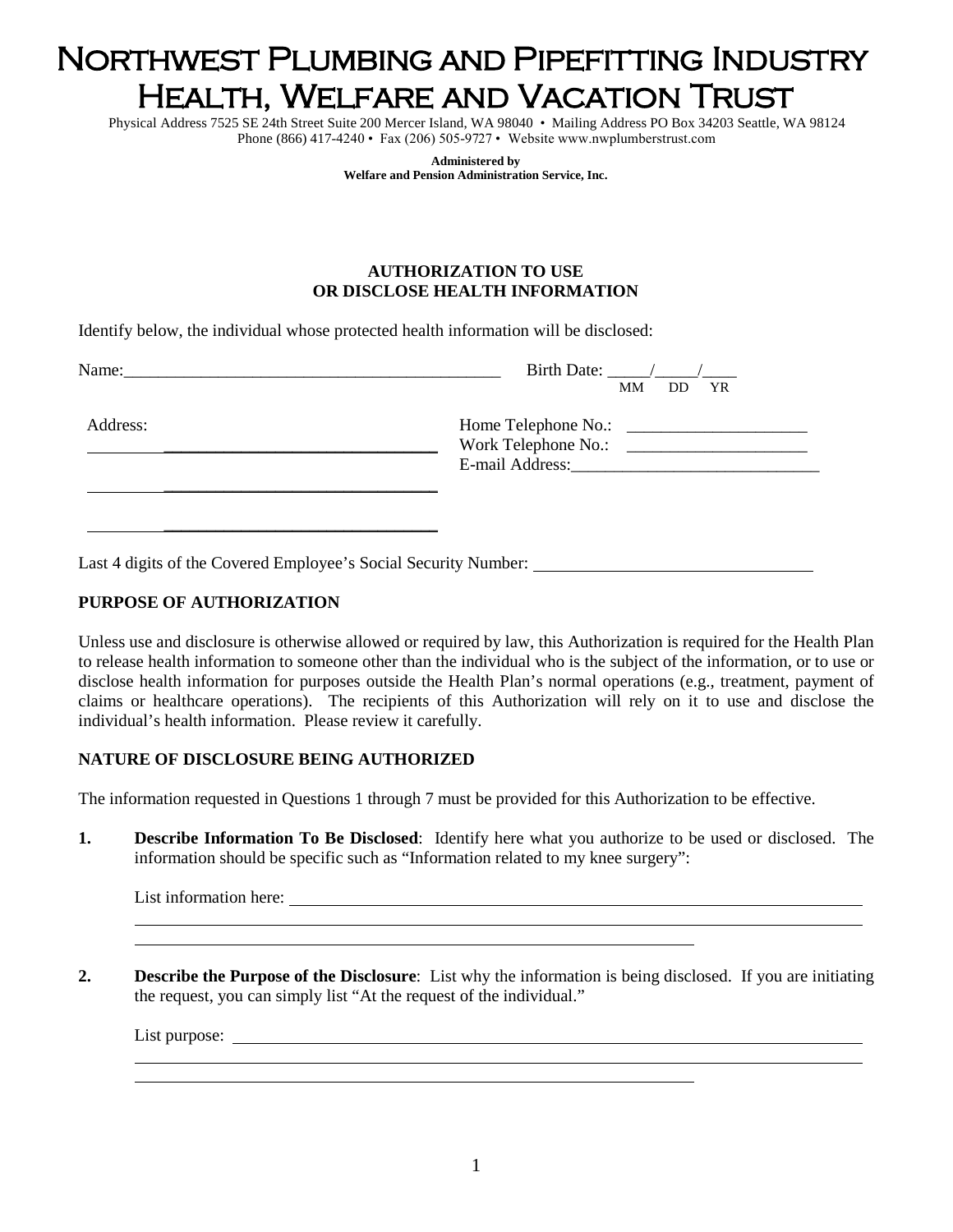# Northwest Plumbing and Pipefitting Industry Health, Welfare and Vacation Trust

Physical Address 7525 SE 24th Street Suite 200 Mercer Island, WA 98040 • Mailing Address PO Box 34203 Seattle, WA 98124
Phone (866) 417-4240 • Fax (206) 505-9727 • Website www.nwplumberstrust.com

**Administered by**
**Welfare and Pension Administration Service, Inc.**

## AUTHORIZATION TO USE OR DISCLOSE HEALTH INFORMATION

Identify below, the individual whose protected health information will be disclosed:

Name:_____________________________________________ Birth Date: _____/_____/____
MM DD YR

Address: ________________________________
________________________________
________________________________

Home Telephone No.: _____________________
Work Telephone No.: _____________________
E-mail Address:______________________________

Last 4 digits of the Covered Employee's Social Security Number: ________________________________

### PURPOSE OF AUTHORIZATION

Unless use and disclosure is otherwise allowed or required by law, this Authorization is required for the Health Plan to release health information to someone other than the individual who is the subject of the information, or to use or disclose health information for purposes outside the Health Plan's normal operations (e.g., treatment, payment of claims or healthcare operations). The recipients of this Authorization will rely on it to use and disclose the individual's health information. Please review it carefully.

### NATURE OF DISCLOSURE BEING AUTHORIZED

The information requested in Questions 1 through 7 must be provided for this Authorization to be effective.

**1. Describe Information To Be Disclosed**: Identify here what you authorize to be used or disclosed. The information should be specific such as "Information related to my knee surgery":

List information here: ________________________________________________________________________
________________________________________________________________________
________________________________________________________________

**2. Describe the Purpose of the Disclosure**: List why the information is being disclosed. If you are initiating the request, you can simply list "At the request of the individual."

List purpose: ________________________________________________________________________
________________________________________________________________________
________________________________________________________________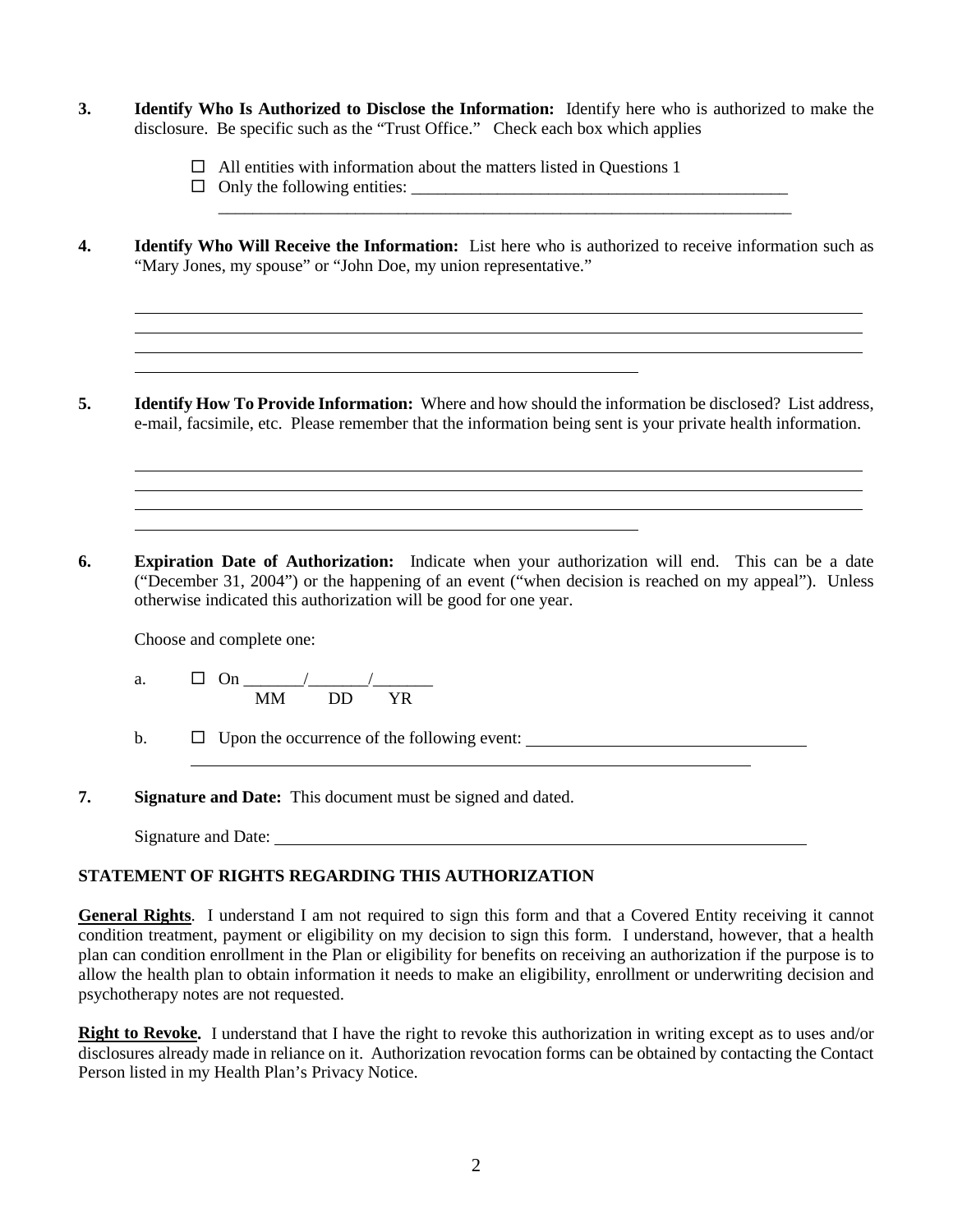3. **Identify Who Is Authorized to Disclose the Information:** Identify here who is authorized to make the disclosure. Be specific such as the "Trust Office." Check each box which applies

   - ☐ All entities with information about the matters listed in Questions 1
   - ☐ Only the following entities: ____________________________________________
     ______________________________________________________________________

4. **Identify Who Will Receive the Information:** List here who is authorized to receive information such as "Mary Jones, my spouse" or "John Doe, my union representative."

   ______________________________________________________________________
   ______________________________________________________________________
   ______________________________________________________________________
   ____________________________________________

5. **Identify How To Provide Information:** Where and how should the information be disclosed? List address, e-mail, facsimile, etc. Please remember that the information being sent is your private health information.

   ______________________________________________________________________
   ______________________________________________________________________
   ______________________________________________________________________
   ____________________________________________

6. **Expiration Date of Authorization:** Indicate when your authorization will end. This can be a date ("December 31, 2004") or the happening of an event ("when decision is reached on my appeal"). Unless otherwise indicated this authorization will be good for one year.

   Choose and complete one:

   a. ☐ On _______/_______/_______
   MM DD YR

   b. ☐ Upon the occurrence of the following event: ______________________________
   ______________________________________________________________________

7. **Signature and Date:** This document must be signed and dated.

   Signature and Date: ______________________________________________________

**STATEMENT OF RIGHTS REGARDING THIS AUTHORIZATION**

**General Rights**. I understand I am not required to sign this form and that a Covered Entity receiving it cannot condition treatment, payment or eligibility on my decision to sign this form. I understand, however, that a health plan can condition enrollment in the Plan or eligibility for benefits on receiving an authorization if the purpose is to allow the health plan to obtain information it needs to make an eligibility, enrollment or underwriting decision and psychotherapy notes are not requested.

**Right to Revoke.** I understand that I have the right to revoke this authorization in writing except as to uses and/or disclosures already made in reliance on it. Authorization revocation forms can be obtained by contacting the Contact Person listed in my Health Plan's Privacy Notice.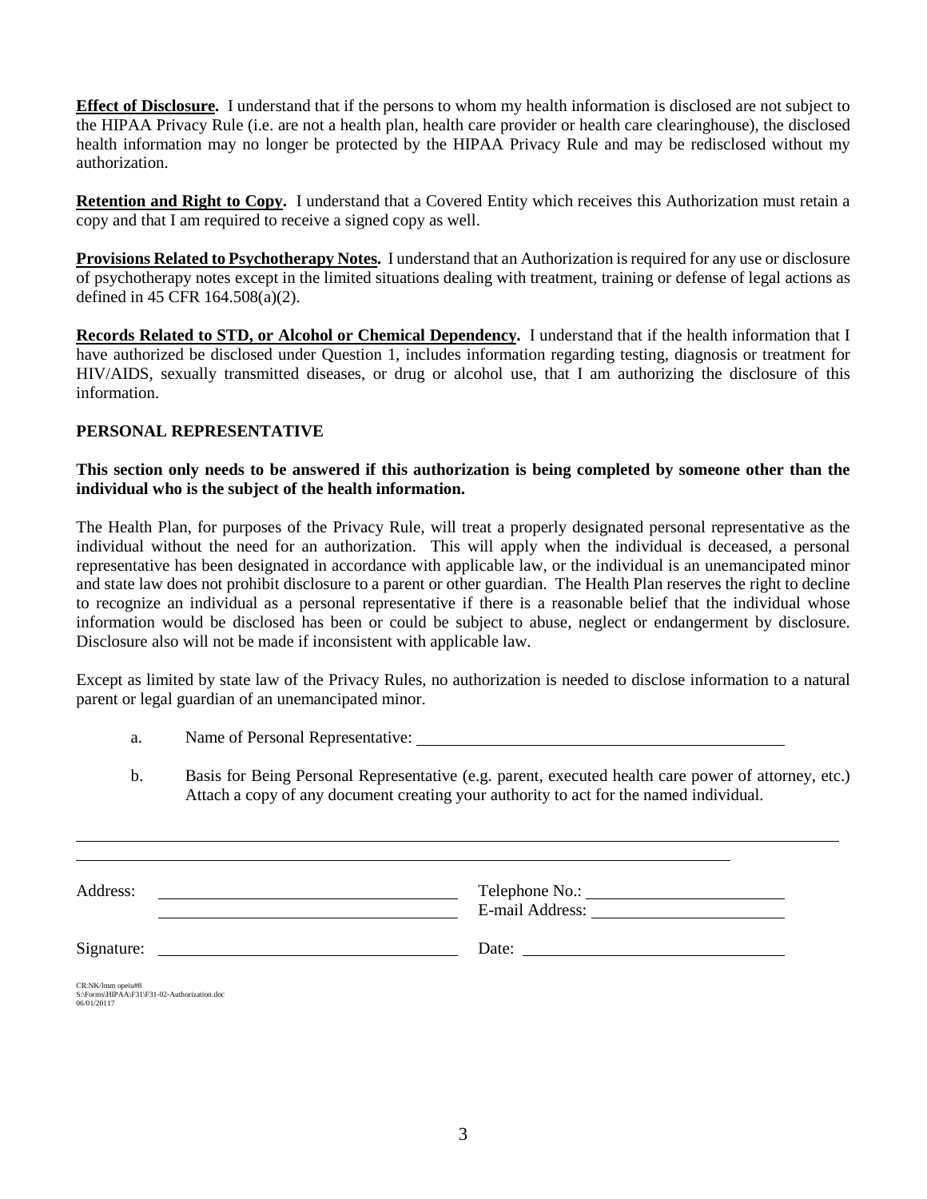**Effect of Disclosure.** I understand that if the persons to whom my health information is disclosed are not subject to the HIPAA Privacy Rule (i.e. are not a health plan, health care provider or health care clearinghouse), the disclosed health information may no longer be protected by the HIPAA Privacy Rule and may be redisclosed without my authorization.

**Retention and Right to Copy.** I understand that a Covered Entity which receives this Authorization must retain a copy and that I am required to receive a signed copy as well.

**Provisions Related to Psychotherapy Notes.** I understand that an Authorization is required for any use or disclosure of psychotherapy notes except in the limited situations dealing with treatment, training or defense of legal actions as defined in 45 CFR 164.508(a)(2).

**Records Related to STD, or Alcohol or Chemical Dependency.** I understand that if the health information that I have authorized be disclosed under Question 1, includes information regarding testing, diagnosis or treatment for HIV/AIDS, sexually transmitted diseases, or drug or alcohol use, that I am authorizing the disclosure of this information.

**PERSONAL REPRESENTATIVE**

**This section only needs to be answered if this authorization is being completed by someone other than the individual who is the subject of the health information.**

The Health Plan, for purposes of the Privacy Rule, will treat a properly designated personal representative as the individual without the need for an authorization. This will apply when the individual is deceased, a personal representative has been designated in accordance with applicable law, or the individual is an unemancipated minor and state law does not prohibit disclosure to a parent or other guardian. The Health Plan reserves the right to decline to recognize an individual as a personal representative if there is a reasonable belief that the individual whose information would be disclosed has been or could be subject to abuse, neglect or endangerment by disclosure. Disclosure also will not be made if inconsistent with applicable law.

Except as limited by state law of the Privacy Rules, no authorization is needed to disclose information to a natural parent or legal guardian of an unemancipated minor.

a. Name of Personal Representative: ______________________________

b. Basis for Being Personal Representative (e.g. parent, executed health care power of attorney, etc.) Attach a copy of any document creating your authority to act for the named individual.

______________________________________________________________

______________________________________________________________

Address: ______________________________ Telephone No.: ______________________

______________________________ E-mail Address: ______________________

Signature: ______________________________ Date: ______________________

CR:NK/lmm opeiu#8
S:\Forms\HIPAA\F31\F31-02-Authorization.doc
06/01/20117